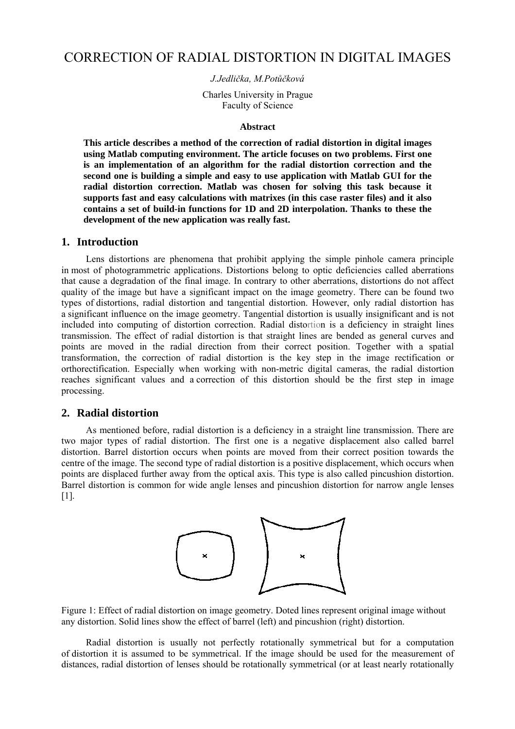# CORRECTION OF RADIAL DISTORTION IN DIGITAL IMAGES

*J.Jedlička, M.Potůčková*

Charles University in Prague
Faculty of Science

### Abstract

**This article describes a method of the correction of radial distortion in digital images using Matlab computing environment. The article focuses on two problems. First one is an implementation of an algorithm for the radial distortion correction and the second one is building a simple and easy to use application with Matlab GUI for the radial distortion correction. Matlab was chosen for solving this task because it supports fast and easy calculations with matrixes (in this case raster files) and it also contains a set of build-in functions for 1D and 2D interpolation. Thanks to these the development of the new application was really fast.**

## 1. Introduction

Lens distortions are phenomena that prohibit applying the simple pinhole camera principle in most of photogrammetric applications. Distortions belong to optic deficiencies called aberrations that cause a degradation of the final image. In contrary to other aberrations, distortions do not affect quality of the image but have a significant impact on the image geometry. There can be found two types of distortions, radial distortion and tangential distortion. However, only radial distortion has a significant influence on the image geometry. Tangential distortion is usually insignificant and is not included into computing of distortion correction. Radial distortion is a deficiency in straight lines transmission. The effect of radial distortion is that straight lines are bended as general curves and points are moved in the radial direction from their correct position. Together with a spatial transformation, the correction of radial distortion is the key step in the image rectification or orthorectification. Especially when working with non-metric digital cameras, the radial distortion reaches significant values and a correction of this distortion should be the first step in image processing.

## 2. Radial distortion

As mentioned before, radial distortion is a deficiency in a straight line transmission. There are two major types of radial distortion. The first one is a negative displacement also called barrel distortion. Barrel distortion occurs when points are moved from their correct position towards the centre of the image. The second type of radial distortion is a positive displacement, which occurs when points are displaced further away from the optical axis. This type is also called pincushion distortion. Barrel distortion is common for wide angle lenses and pincushion distortion for narrow angle lenses [1].

Figure 1: Effect of radial distortion on image geometry. Doted lines represent original image without any distortion. Solid lines show the effect of barrel (left) and pincushion (right) distortion.

Radial distortion is usually not perfectly rotationally symmetrical but for a computation of distortion it is assumed to be symmetrical. If the image should be used for the measurement of distances, radial distortion of lenses should be rotationally symmetrical (or at least nearly rotationally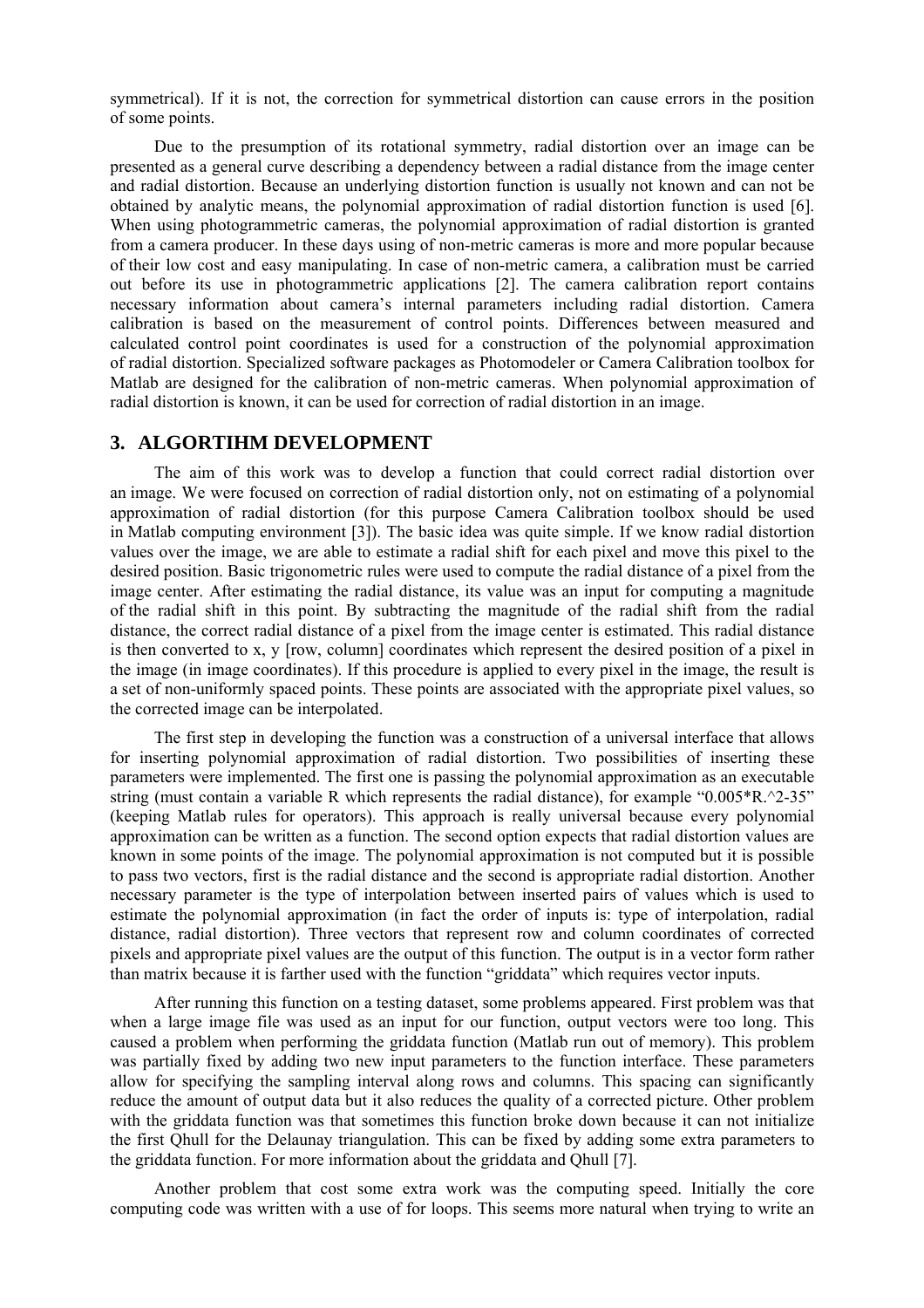symmetrical). If it is not, the correction for symmetrical distortion can cause errors in the position of some points.

Due to the presumption of its rotational symmetry, radial distortion over an image can be presented as a general curve describing a dependency between a radial distance from the image center and radial distortion. Because an underlying distortion function is usually not known and can not be obtained by analytic means, the polynomial approximation of radial distortion function is used [6]. When using photogrammetric cameras, the polynomial approximation of radial distortion is granted from a camera producer. In these days using of non-metric cameras is more and more popular because of their low cost and easy manipulating. In case of non-metric camera, a calibration must be carried out before its use in photogrammetric applications [2]. The camera calibration report contains necessary information about camera's internal parameters including radial distortion. Camera calibration is based on the measurement of control points. Differences between measured and calculated control point coordinates is used for a construction of the polynomial approximation of radial distortion. Specialized software packages as Photomodeler or Camera Calibration toolbox for Matlab are designed for the calibration of non-metric cameras. When polynomial approximation of radial distortion is known, it can be used for correction of radial distortion in an image.

## 3. ALGORTIHM DEVELOPMENT

The aim of this work was to develop a function that could correct radial distortion over an image. We were focused on correction of radial distortion only, not on estimating of a polynomial approximation of radial distortion (for this purpose Camera Calibration toolbox should be used in Matlab computing environment [3]). The basic idea was quite simple. If we know radial distortion values over the image, we are able to estimate a radial shift for each pixel and move this pixel to the desired position. Basic trigonometric rules were used to compute the radial distance of a pixel from the image center. After estimating the radial distance, its value was an input for computing a magnitude of the radial shift in this point. By subtracting the magnitude of the radial shift from the radial distance, the correct radial distance of a pixel from the image center is estimated. This radial distance is then converted to x, y [row, column] coordinates which represent the desired position of a pixel in the image (in image coordinates). If this procedure is applied to every pixel in the image, the result is a set of non-uniformly spaced points. These points are associated with the appropriate pixel values, so the corrected image can be interpolated.

The first step in developing the function was a construction of a universal interface that allows for inserting polynomial approximation of radial distortion. Two possibilities of inserting these parameters were implemented. The first one is passing the polynomial approximation as an executable string (must contain a variable R which represents the radial distance), for example "0.005*R.^2-35" (keeping Matlab rules for operators). This approach is really universal because every polynomial approximation can be written as a function. The second option expects that radial distortion values are known in some points of the image. The polynomial approximation is not computed but it is possible to pass two vectors, first is the radial distance and the second is appropriate radial distortion. Another necessary parameter is the type of interpolation between inserted pairs of values which is used to estimate the polynomial approximation (in fact the order of inputs is: type of interpolation, radial distance, radial distortion). Three vectors that represent row and column coordinates of corrected pixels and appropriate pixel values are the output of this function. The output is in a vector form rather than matrix because it is farther used with the function "griddata" which requires vector inputs.

After running this function on a testing dataset, some problems appeared. First problem was that when a large image file was used as an input for our function, output vectors were too long. This caused a problem when performing the griddata function (Matlab run out of memory). This problem was partially fixed by adding two new input parameters to the function interface. These parameters allow for specifying the sampling interval along rows and columns. This spacing can significantly reduce the amount of output data but it also reduces the quality of a corrected picture. Other problem with the griddata function was that sometimes this function broke down because it can not initialize the first Qhull for the Delaunay triangulation. This can be fixed by adding some extra parameters to the griddata function. For more information about the griddata and Qhull [7].

Another problem that cost some extra work was the computing speed. Initially the core computing code was written with a use of for loops. This seems more natural when trying to write an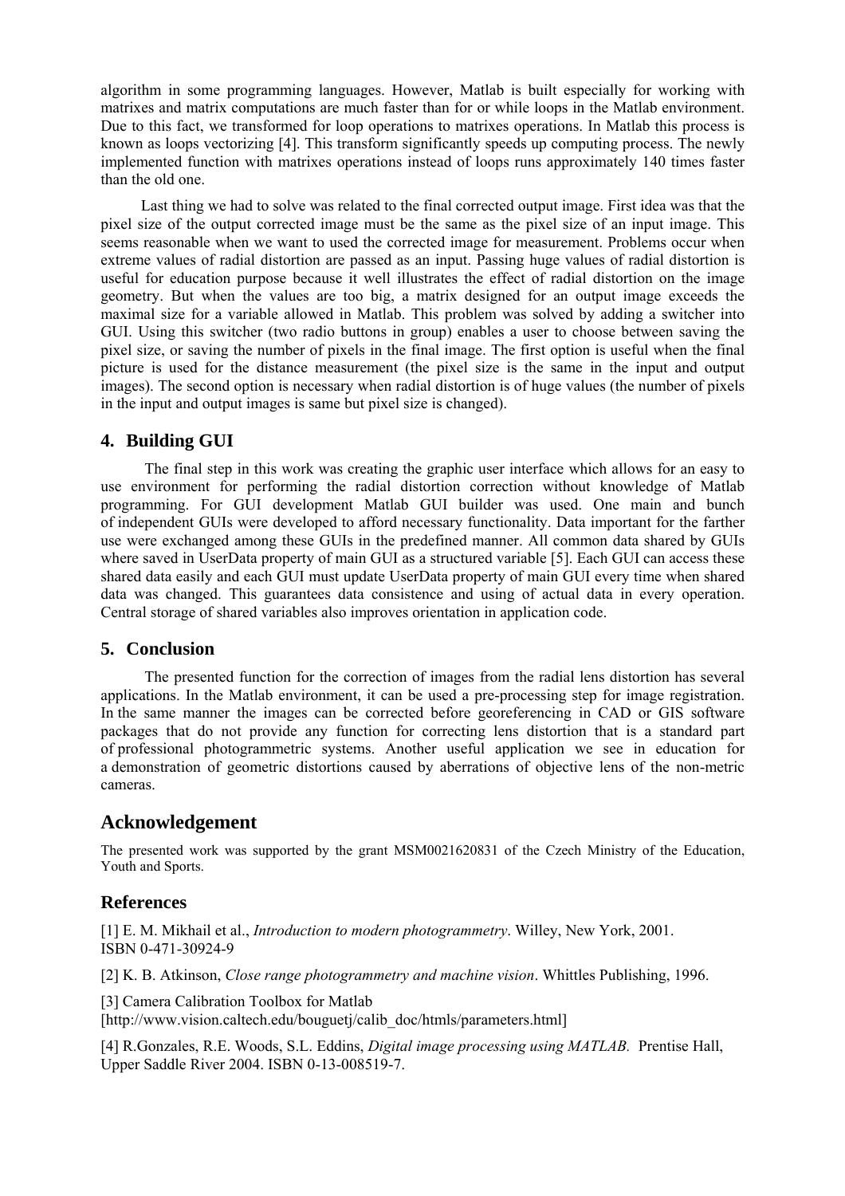algorithm in some programming languages. However, Matlab is built especially for working with matrixes and matrix computations are much faster than for or while loops in the Matlab environment. Due to this fact, we transformed for loop operations to matrixes operations. In Matlab this process is known as loops vectorizing [4]. This transform significantly speeds up computing process. The newly implemented function with matrixes operations instead of loops runs approximately 140 times faster than the old one.

Last thing we had to solve was related to the final corrected output image. First idea was that the pixel size of the output corrected image must be the same as the pixel size of an input image. This seems reasonable when we want to used the corrected image for measurement. Problems occur when extreme values of radial distortion are passed as an input. Passing huge values of radial distortion is useful for education purpose because it well illustrates the effect of radial distortion on the image geometry. But when the values are too big, a matrix designed for an output image exceeds the maximal size for a variable allowed in Matlab. This problem was solved by adding a switcher into GUI. Using this switcher (two radio buttons in group) enables a user to choose between saving the pixel size, or saving the number of pixels in the final image. The first option is useful when the final picture is used for the distance measurement (the pixel size is the same in the input and output images). The second option is necessary when radial distortion is of huge values (the number of pixels in the input and output images is same but pixel size is changed).

## 4. Building GUI

The final step in this work was creating the graphic user interface which allows for an easy to use environment for performing the radial distortion correction without knowledge of Matlab programming. For GUI development Matlab GUI builder was used. One main and bunch of independent GUIs were developed to afford necessary functionality. Data important for the farther use were exchanged among these GUIs in the predefined manner. All common data shared by GUIs where saved in UserData property of main GUI as a structured variable [5]. Each GUI can access these shared data easily and each GUI must update UserData property of main GUI every time when shared data was changed. This guarantees data consistence and using of actual data in every operation. Central storage of shared variables also improves orientation in application code.

## 5. Conclusion

The presented function for the correction of images from the radial lens distortion has several applications. In the Matlab environment, it can be used a pre-processing step for image registration. In the same manner the images can be corrected before georeferencing in CAD or GIS software packages that do not provide any function for correcting lens distortion that is a standard part of professional photogrammetric systems. Another useful application we see in education for a demonstration of geometric distortions caused by aberrations of objective lens of the non-metric cameras.

## Acknowledgement

The presented work was supported by the grant MSM0021620831 of the Czech Ministry of the Education, Youth and Sports.

## References

[1] E. M. Mikhail et al., *Introduction to modern photogrammetry*. Willey, New York, 2001. ISBN 0-471-30924-9

[2] K. B. Atkinson, *Close range photogrammetry and machine vision*. Whittles Publishing, 1996.

[3] Camera Calibration Toolbox for Matlab [http://www.vision.caltech.edu/bouguetj/calib_doc/htmls/parameters.html]

[4] R.Gonzales, R.E. Woods, S.L. Eddins, *Digital image processing using MATLAB.* Prentise Hall, Upper Saddle River 2004. ISBN 0-13-008519-7.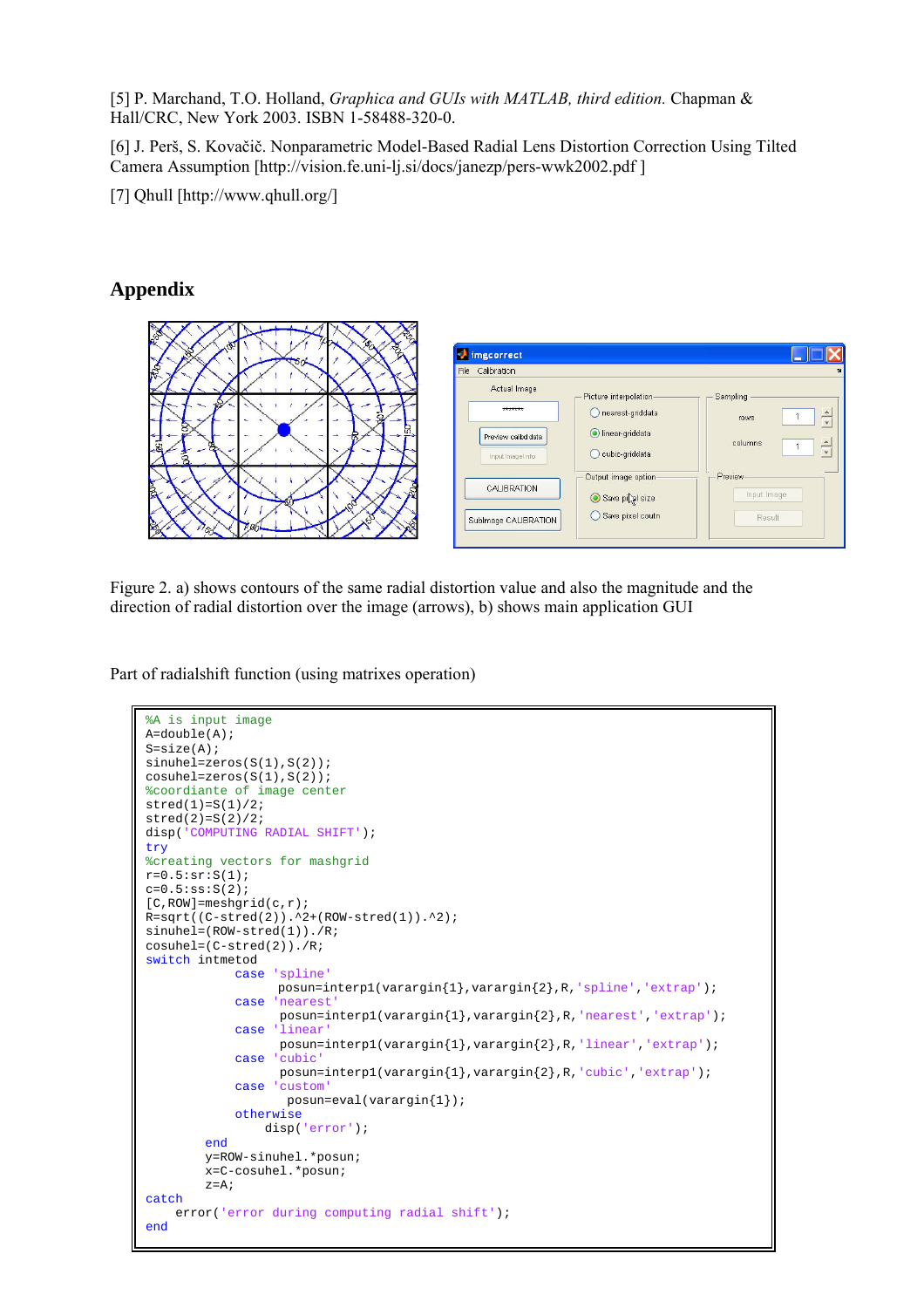[5] P. Marchand, T.O. Holland, *Graphica and GUIs with MATLAB, third edition.* Chapman & Hall/CRC, New York 2003. ISBN 1-58488-320-0.

[6] J. Perš, S. Kovačič. Nonparametric Model-Based Radial Lens Distortion Correction Using Tilted Camera Assumption [http://vision.fe.uni-lj.si/docs/janezp/pers-wwk2002.pdf ]

[7] Qhull [http://www.qhull.org/]

## Appendix

Figure 2. a) shows contours of the same radial distortion value and also the magnitude and the direction of radial distortion over the image (arrows), b) shows main application GUI

Part of radialshift function (using matrixes operation)

```
%A is input image
A=double(A);
S=size(A);
sinuhel=zeros(S(1),S(2));
cosuhel=zeros(S(1),S(2));
%coordiante of image center
stred(1)=S(1)/2;
stred(2)=S(2)/2;
disp('COMPUTING RADIAL SHIFT');
try
%creating vectors for mashgrid
r=0.5:sr:S(1);
c=0.5:ss:S(2);
[C,ROW]=meshgrid(c,r);
R=sqrt((C-stred(2)).^2+(ROW-stred(1)).^2);
sinuhel=(ROW-stred(1))./R;
cosuhel=(C-stred(2))./R;
switch intmetod
            case 'spline'
                  posun=interp1(varargin{1},varargin{2},R,'spline','extrap');
            case 'nearest'
                  posun=interp1(varargin{1},varargin{2},R,'nearest','extrap');
            case 'linear'
                  posun=interp1(varargin{1},varargin{2},R,'linear','extrap');
            case 'cubic'
                  posun=interp1(varargin{1},varargin{2},R,'cubic','extrap');
            case 'custom'
                   posun=eval(varargin{1});
            otherwise
                 disp('error');
        end
        y=ROW-sinuhel.*posun;
        x=C-cosuhel.*posun;
        z=A;
catch
    error('error during computing radial shift');
end
```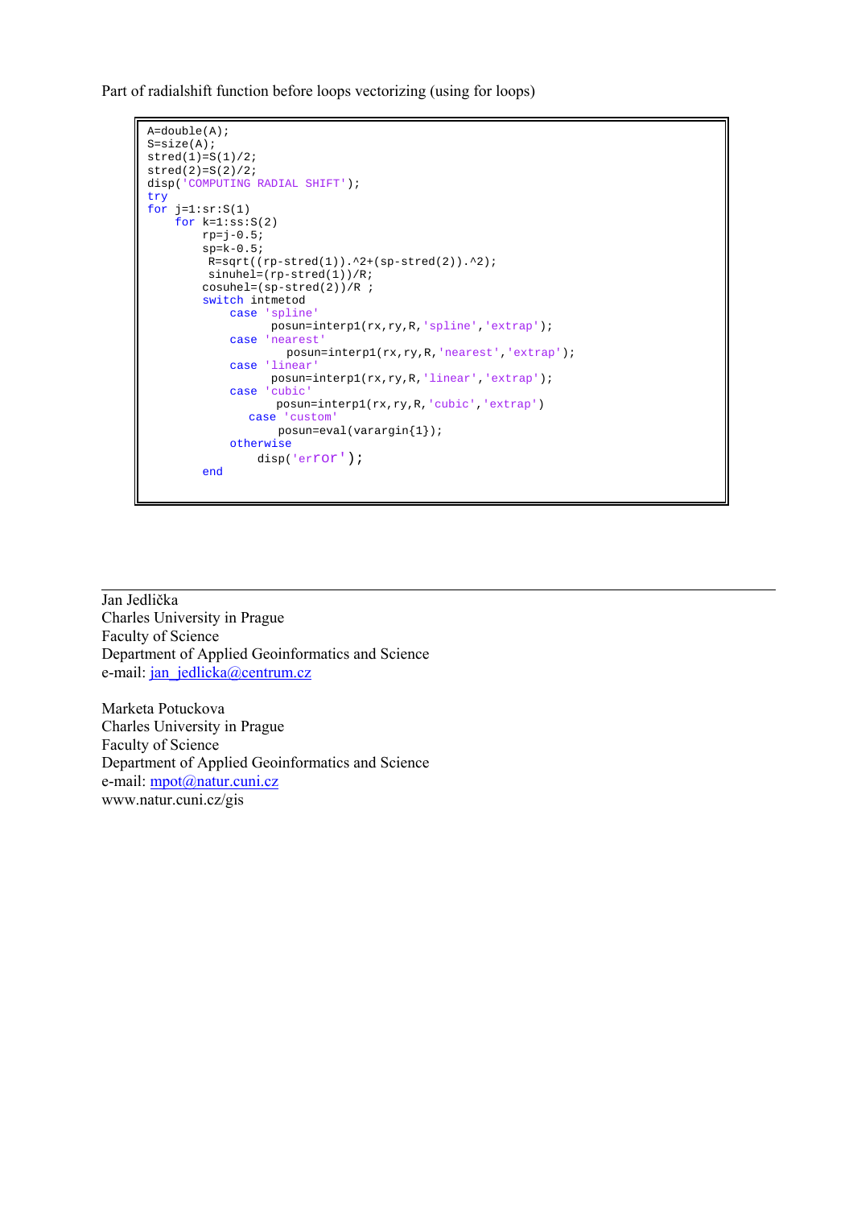Part of radialshift function before loops vectorizing (using for loops)

```
A=double(A);
S=size(A);
stred(1)=S(1)/2;
stred(2)=S(2)/2;
disp('COMPUTING RADIAL SHIFT');
try
for j=1:sr:S(1)
    for k=1:ss:S(2)
        rp=j-0.5;
        sp=k-0.5;
         R=sqrt((rp-stred(1)).^2+(sp-stred(2)).^2);
         sinuhel=(rp-stred(1))/R;
        cosuhel=(sp-stred(2))/R ;
        switch intmetod
            case 'spline'
                  posun=interp1(rx,ry,R,'spline','extrap');
            case 'nearest'
                     posun=interp1(rx,ry,R,'nearest','extrap');
            case 'linear'
                  posun=interp1(rx,ry,R,'linear','extrap');
            case 'cubic'
                   posun=interp1(rx,ry,R,'cubic','extrap')
               case 'custom'
                   posun=eval(varargin{1});
            otherwise
                disp('error');
        end
```

---

Jan Jedlička
Charles University in Prague
Faculty of Science
Department of Applied Geoinformatics and Science
e-mail: jan_jedlicka@centrum.cz

Marketa Potuckova
Charles University in Prague
Faculty of Science
Department of Applied Geoinformatics and Science
e-mail: mpot@natur.cuni.cz
www.natur.cuni.cz/gis